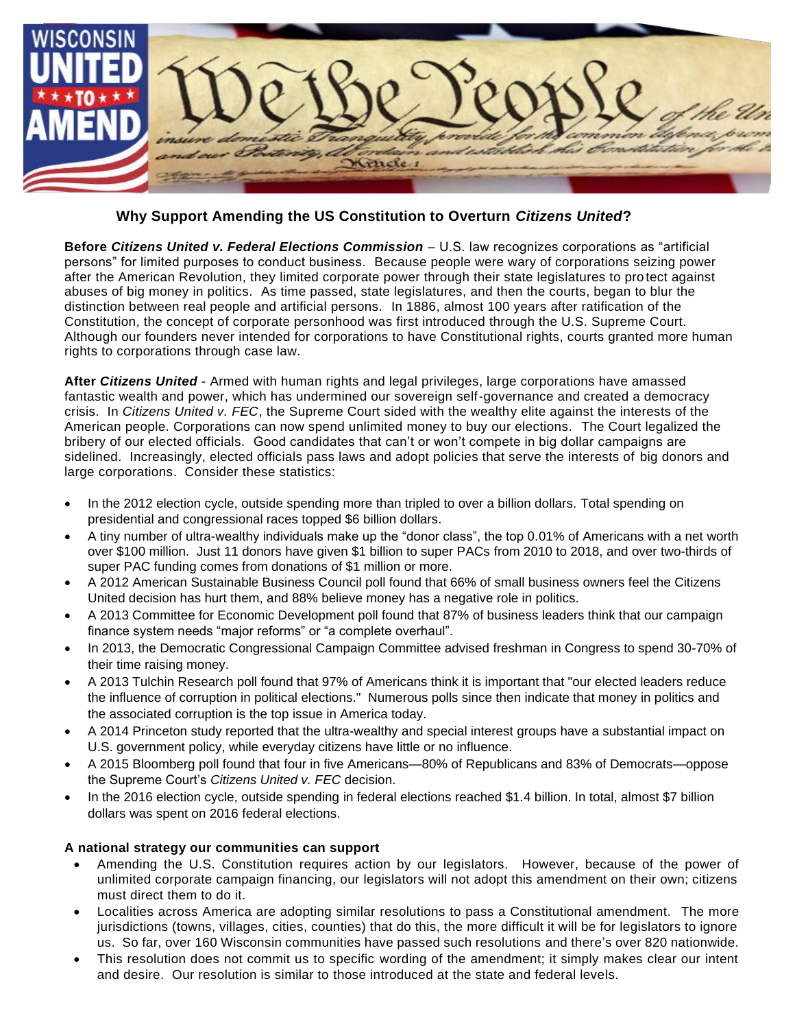## Why Support Amending the US Constitution to Overturn *Citizens United*?

**Before *Citizens United v. Federal Elections Commission*** – U.S. law recognizes corporations as "artificial persons" for limited purposes to conduct business. Because people were wary of corporations seizing power after the American Revolution, they limited corporate power through their state legislatures to protect against abuses of big money in politics. As time passed, state legislatures, and then the courts, began to blur the distinction between real people and artificial persons. In 1886, almost 100 years after ratification of the Constitution, the concept of corporate personhood was first introduced through the U.S. Supreme Court. Although our founders never intended for corporations to have Constitutional rights, courts granted more human rights to corporations through case law.

**After *Citizens United*** - Armed with human rights and legal privileges, large corporations have amassed fantastic wealth and power, which has undermined our sovereign self-governance and created a democracy crisis. In *Citizens United v. FEC*, the Supreme Court sided with the wealthy elite against the interests of the American people. Corporations can now spend unlimited money to buy our elections. The Court legalized the bribery of our elected officials. Good candidates that can't or won't compete in big dollar campaigns are sidelined. Increasingly, elected officials pass laws and adopt policies that serve the interests of big donors and large corporations. Consider these statistics:

- In the 2012 election cycle, outside spending more than tripled to over a billion dollars. Total spending on presidential and congressional races topped $6 billion dollars.
- A tiny number of ultra-wealthy individuals make up the "donor class", the top 0.01% of Americans with a net worth over $100 million. Just 11 donors have given $1 billion to super PACs from 2010 to 2018, and over two-thirds of super PAC funding comes from donations of $1 million or more.
- A 2012 American Sustainable Business Council poll found that 66% of small business owners feel the Citizens United decision has hurt them, and 88% believe money has a negative role in politics.
- A 2013 Committee for Economic Development poll found that 87% of business leaders think that our campaign finance system needs "major reforms" or "a complete overhaul".
- In 2013, the Democratic Congressional Campaign Committee advised freshman in Congress to spend 30-70% of their time raising money.
- A 2013 Tulchin Research poll found that 97% of Americans think it is important that "our elected leaders reduce the influence of corruption in political elections." Numerous polls since then indicate that money in politics and the associated corruption is the top issue in America today.
- A 2014 Princeton study reported that the ultra-wealthy and special interest groups have a substantial impact on U.S. government policy, while everyday citizens have little or no influence.
- A 2015 Bloomberg poll found that four in five Americans—80% of Republicans and 83% of Democrats—oppose the Supreme Court's *Citizens United v. FEC* decision.
- In the 2016 election cycle, outside spending in federal elections reached $1.4 billion. In total, almost $7 billion dollars was spent on 2016 federal elections.

**A national strategy our communities can support**

- Amending the U.S. Constitution requires action by our legislators. However, because of the power of unlimited corporate campaign financing, our legislators will not adopt this amendment on their own; citizens must direct them to do it.
- Localities across America are adopting similar resolutions to pass a Constitutional amendment. The more jurisdictions (towns, villages, cities, counties) that do this, the more difficult it will be for legislators to ignore us. So far, over 160 Wisconsin communities have passed such resolutions and there's over 820 nationwide.
- This resolution does not commit us to specific wording of the amendment; it simply makes clear our intent and desire. Our resolution is similar to those introduced at the state and federal levels.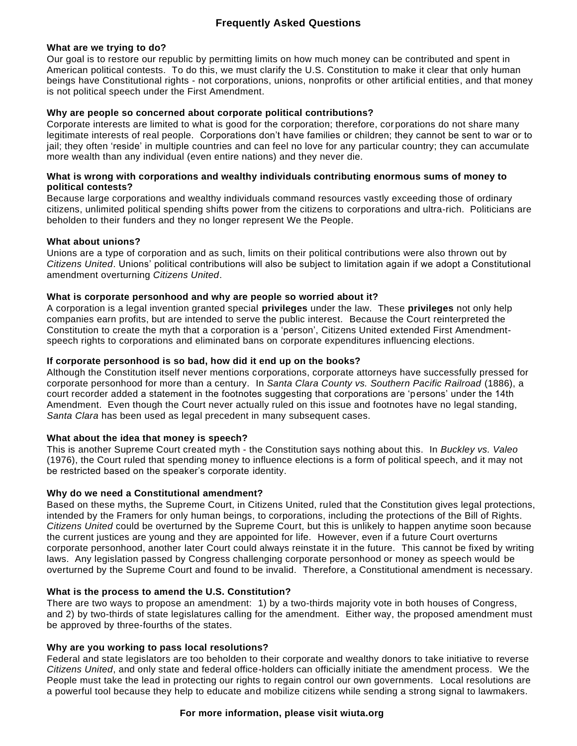## Frequently Asked Questions

**What are we trying to do?**
Our goal is to restore our republic by permitting limits on how much money can be contributed and spent in American political contests. To do this, we must clarify the U.S. Constitution to make it clear that only human beings have Constitutional rights - not corporations, unions, nonprofits or other artificial entities, and that money is not political speech under the First Amendment.

**Why are people so concerned about corporate political contributions?**
Corporate interests are limited to what is good for the corporation; therefore, corporations do not share many legitimate interests of real people. Corporations don't have families or children; they cannot be sent to war or to jail; they often 'reside' in multiple countries and can feel no love for any particular country; they can accumulate more wealth than any individual (even entire nations) and they never die.

**What is wrong with corporations and wealthy individuals contributing enormous sums of money to political contests?**
Because large corporations and wealthy individuals command resources vastly exceeding those of ordinary citizens, unlimited political spending shifts power from the citizens to corporations and ultra-rich. Politicians are beholden to their funders and they no longer represent We the People.

**What about unions?**
Unions are a type of corporation and as such, limits on their political contributions were also thrown out by *Citizens United*. Unions' political contributions will also be subject to limitation again if we adopt a Constitutional amendment overturning *Citizens United*.

**What is corporate personhood and why are people so worried about it?**
A corporation is a legal invention granted special **privileges** under the law. These **privileges** not only help companies earn profits, but are intended to serve the public interest. Because the Court reinterpreted the Constitution to create the myth that a corporation is a 'person', Citizens United extended First Amendment-speech rights to corporations and eliminated bans on corporate expenditures influencing elections.

**If corporate personhood is so bad, how did it end up on the books?**
Although the Constitution itself never mentions corporations, corporate attorneys have successfully pressed for corporate personhood for more than a century. In *Santa Clara County vs. Southern Pacific Railroad* (1886), a court recorder added a statement in the footnotes suggesting that corporations are 'persons' under the 14th Amendment. Even though the Court never actually ruled on this issue and footnotes have no legal standing, *Santa Clara* has been used as legal precedent in many subsequent cases.

**What about the idea that money is speech?**
This is another Supreme Court created myth - the Constitution says nothing about this. In *Buckley vs. Valeo* (1976), the Court ruled that spending money to influence elections is a form of political speech, and it may not be restricted based on the speaker's corporate identity.

**Why do we need a Constitutional amendment?**
Based on these myths, the Supreme Court, in Citizens United, ruled that the Constitution gives legal protections, intended by the Framers for only human beings, to corporations, including the protections of the Bill of Rights. *Citizens United* could be overturned by the Supreme Court, but this is unlikely to happen anytime soon because the current justices are young and they are appointed for life. However, even if a future Court overturns corporate personhood, another later Court could always reinstate it in the future. This cannot be fixed by writing laws. Any legislation passed by Congress challenging corporate personhood or money as speech would be overturned by the Supreme Court and found to be invalid. Therefore, a Constitutional amendment is necessary.

**What is the process to amend the U.S. Constitution?**
There are two ways to propose an amendment: 1) by a two-thirds majority vote in both houses of Congress, and 2) by two-thirds of state legislatures calling for the amendment. Either way, the proposed amendment must be approved by three-fourths of the states.

**Why are you working to pass local resolutions?**
Federal and state legislators are too beholden to their corporate and wealthy donors to take initiative to reverse *Citizens United*, and only state and federal office-holders can officially initiate the amendment process. We the People must take the lead in protecting our rights to regain control our own governments. Local resolutions are a powerful tool because they help to educate and mobilize citizens while sending a strong signal to lawmakers.

**For more information, please visit wiuta.org**